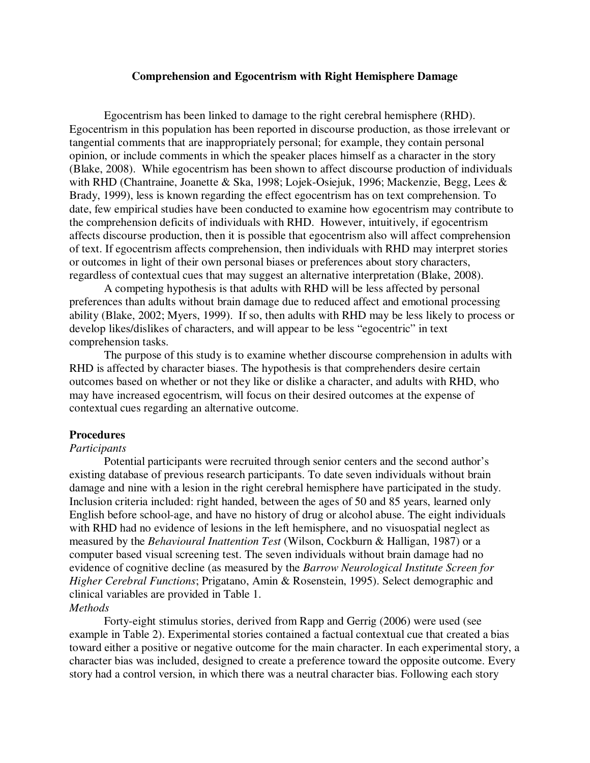# Comprehension and Egocentrism with Right Hemisphere Damage

Egocentrism has been linked to damage to the right cerebral hemisphere (RHD). Egocentrism in this population has been reported in discourse production, as those irrelevant or tangential comments that are inappropriately personal; for example, they contain personal opinion, or include comments in which the speaker places himself as a character in the story (Blake, 2008). While egocentrism has been shown to affect discourse production of individuals with RHD (Chantraine, Joanette & Ska, 1998; Lojek-Osiejuk, 1996; Mackenzie, Begg, Lees & Brady, 1999), less is known regarding the effect egocentrism has on text comprehension. To date, few empirical studies have been conducted to examine how egocentrism may contribute to the comprehension deficits of individuals with RHD. However, intuitively, if egocentrism affects discourse production, then it is possible that egocentrism also will affect comprehension of text. If egocentrism affects comprehension, then individuals with RHD may interpret stories or outcomes in light of their own personal biases or preferences about story characters, regardless of contextual cues that may suggest an alternative interpretation (Blake, 2008).

A competing hypothesis is that adults with RHD will be less affected by personal preferences than adults without brain damage due to reduced affect and emotional processing ability (Blake, 2002; Myers, 1999). If so, then adults with RHD may be less likely to process or develop likes/dislikes of characters, and will appear to be less "egocentric" in text comprehension tasks.

The purpose of this study is to examine whether discourse comprehension in adults with RHD is affected by character biases. The hypothesis is that comprehenders desire certain outcomes based on whether or not they like or dislike a character, and adults with RHD, who may have increased egocentrism, will focus on their desired outcomes at the expense of contextual cues regarding an alternative outcome.

## Procedures

### *Participants*

Potential participants were recruited through senior centers and the second author's existing database of previous research participants. To date seven individuals without brain damage and nine with a lesion in the right cerebral hemisphere have participated in the study. Inclusion criteria included: right handed, between the ages of 50 and 85 years, learned only English before school-age, and have no history of drug or alcohol abuse. The eight individuals with RHD had no evidence of lesions in the left hemisphere, and no visuospatial neglect as measured by the *Behavioural Inattention Test* (Wilson, Cockburn & Halligan, 1987) or a computer based visual screening test. The seven individuals without brain damage had no evidence of cognitive decline (as measured by the *Barrow Neurological Institute Screen for Higher Cerebral Functions*; Prigatano, Amin & Rosenstein, 1995). Select demographic and clinical variables are provided in Table 1.

### *Methods*

Forty-eight stimulus stories, derived from Rapp and Gerrig (2006) were used (see example in Table 2). Experimental stories contained a factual contextual cue that created a bias toward either a positive or negative outcome for the main character. In each experimental story, a character bias was included, designed to create a preference toward the opposite outcome. Every story had a control version, in which there was a neutral character bias. Following each story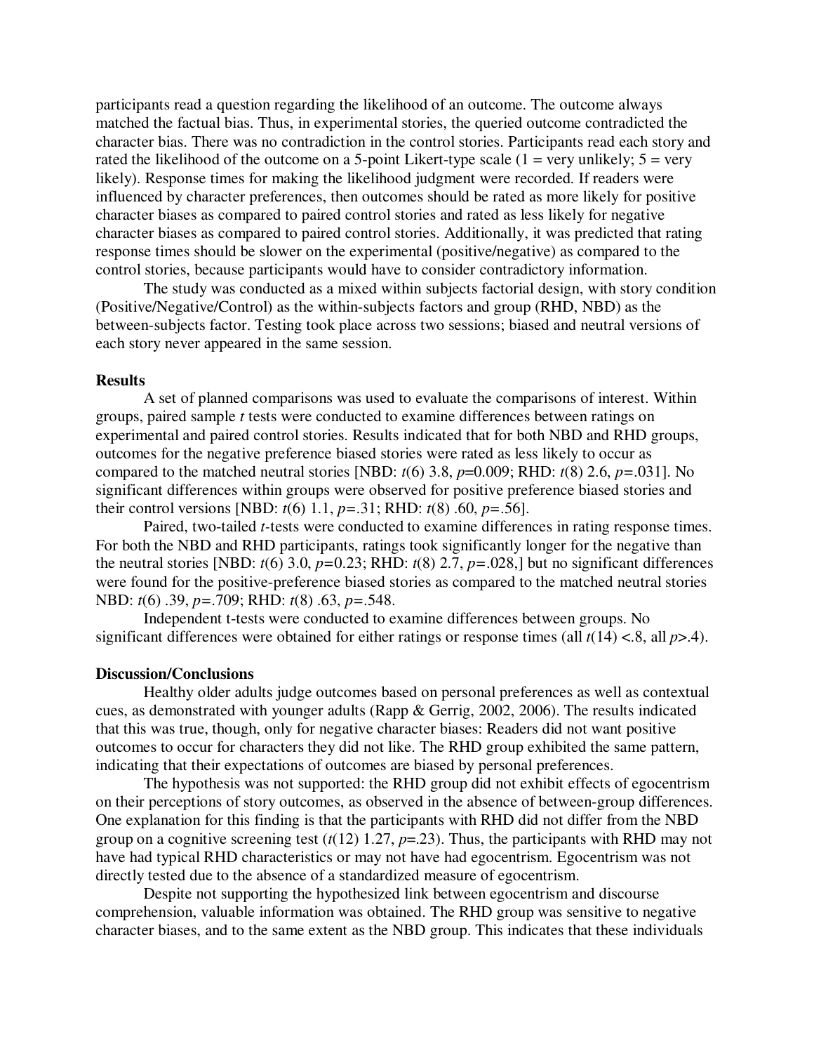participants read a question regarding the likelihood of an outcome. The outcome always matched the factual bias. Thus, in experimental stories, the queried outcome contradicted the character bias. There was no contradiction in the control stories. Participants read each story and rated the likelihood of the outcome on a 5-point Likert-type scale (1 = very unlikely; 5 = very likely). Response times for making the likelihood judgment were recorded. If readers were influenced by character preferences, then outcomes should be rated as more likely for positive character biases as compared to paired control stories and rated as less likely for negative character biases as compared to paired control stories. Additionally, it was predicted that rating response times should be slower on the experimental (positive/negative) as compared to the control stories, because participants would have to consider contradictory information.

The study was conducted as a mixed within subjects factorial design, with story condition (Positive/Negative/Control) as the within-subjects factors and group (RHD, NBD) as the between-subjects factor. Testing took place across two sessions; biased and neutral versions of each story never appeared in the same session.

**Results**

A set of planned comparisons was used to evaluate the comparisons of interest. Within groups, paired sample *t* tests were conducted to examine differences between ratings on experimental and paired control stories. Results indicated that for both NBD and RHD groups, outcomes for the negative preference biased stories were rated as less likely to occur as compared to the matched neutral stories [NBD: $t(6)$ 3.8, $p$=0.009; RHD: $t(8)$ 2.6, $p$=.031]. No significant differences within groups were observed for positive preference biased stories and their control versions [NBD: $t(6)$ 1.1, $p$=.31; RHD: $t(8)$ .60, $p$=.56].

Paired, two-tailed *t*-tests were conducted to examine differences in rating response times. For both the NBD and RHD participants, ratings took significantly longer for the negative than the neutral stories [NBD: $t(6)$ 3.0, $p$=0.23; RHD: $t(8)$ 2.7, $p$=.028,] but no significant differences were found for the positive-preference biased stories as compared to the matched neutral stories NBD: $t(6)$ .39, $p$=.709; RHD: $t(8)$ .63, $p$=.548.

Independent t-tests were conducted to examine differences between groups. No significant differences were obtained for either ratings or response times (all $t(14)$ <.8, all $p$>.4).

**Discussion/Conclusions**

Healthy older adults judge outcomes based on personal preferences as well as contextual cues, as demonstrated with younger adults (Rapp & Gerrig, 2002, 2006). The results indicated that this was true, though, only for negative character biases: Readers did not want positive outcomes to occur for characters they did not like. The RHD group exhibited the same pattern, indicating that their expectations of outcomes are biased by personal preferences.

The hypothesis was not supported: the RHD group did not exhibit effects of egocentrism on their perceptions of story outcomes, as observed in the absence of between-group differences. One explanation for this finding is that the participants with RHD did not differ from the NBD group on a cognitive screening test ($t(12)$ 1.27, $p$=.23). Thus, the participants with RHD may not have had typical RHD characteristics or may not have had egocentrism. Egocentrism was not directly tested due to the absence of a standardized measure of egocentrism.

Despite not supporting the hypothesized link between egocentrism and discourse comprehension, valuable information was obtained. The RHD group was sensitive to negative character biases, and to the same extent as the NBD group. This indicates that these individuals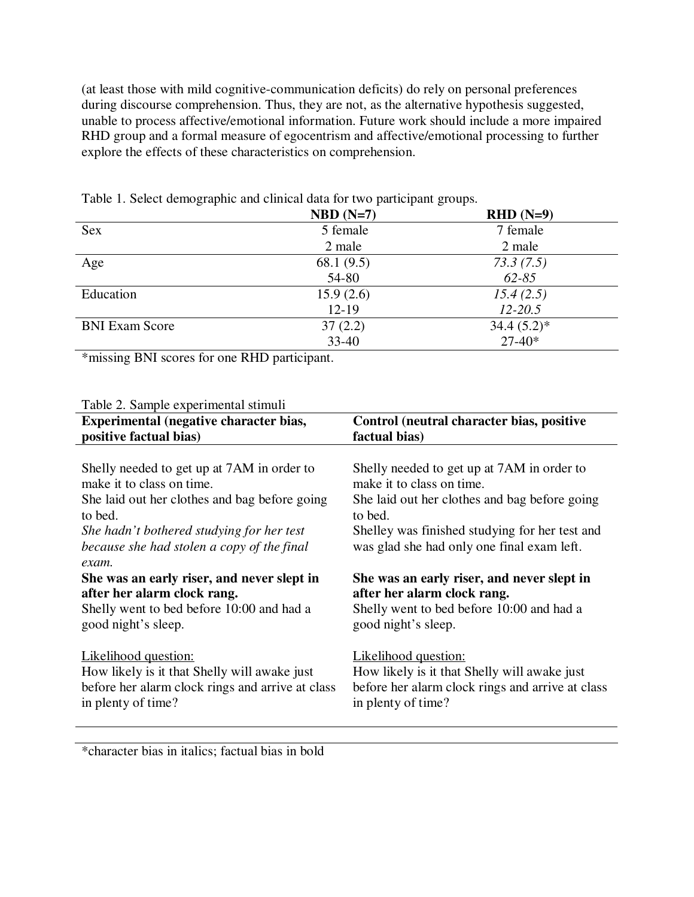(at least those with mild cognitive-communication deficits) do rely on personal preferences during discourse comprehension. Thus, they are not, as the alternative hypothesis suggested, unable to process affective/emotional information. Future work should include a more impaired RHD group and a formal measure of egocentrism and affective/emotional processing to further explore the effects of these characteristics on comprehension.

Table 1. Select demographic and clinical data for two participant groups.

| | **NBD (N=7)** | **RHD (N=9)** |
|---|---|---|
| Sex | 5 female | 7 female |
| | 2 male | 2 male |
| Age | 68.1 (9.5) | *73.3 (7.5)* |
| | 54-80 | *62-85* |
| Education | 15.9 (2.6) | *15.4 (2.5)* |
| | 12-19 | *12-20.5* |
| BNI Exam Score | 37 (2.2) | 34.4 (5.2)* |
| | 33-40 | 27-40* |

*missing BNI scores for one RHD participant.

Table 2. Sample experimental stimuli

| **Experimental (negative character bias, positive factual bias)** | **Control (neutral character bias, positive factual bias)** |
|---|---|
| Shelly needed to get up at 7AM in order to make it to class on time.<br>She laid out her clothes and bag before going to bed.<br>*She hadn't bothered studying for her test because she had stolen a copy of the final exam.*<br>**She was an early riser, and never slept in after her alarm clock rang.**<br>Shelly went to bed before 10:00 and had a good night's sleep. | Shelly needed to get up at 7AM in order to make it to class on time.<br>She laid out her clothes and bag before going to bed.<br>Shelley was finished studying for her test and was glad she had only one final exam left.<br>**She was an early riser, and never slept in after her alarm clock rang.**<br>Shelly went to bed before 10:00 and had a good night's sleep. |
| Likelihood question:<br>How likely is it that Shelly will awake just before her alarm clock rings and arrive at class in plenty of time? | Likelihood question:<br>How likely is it that Shelly will awake just before her alarm clock rings and arrive at class in plenty of time? |

*character bias in italics; factual bias in bold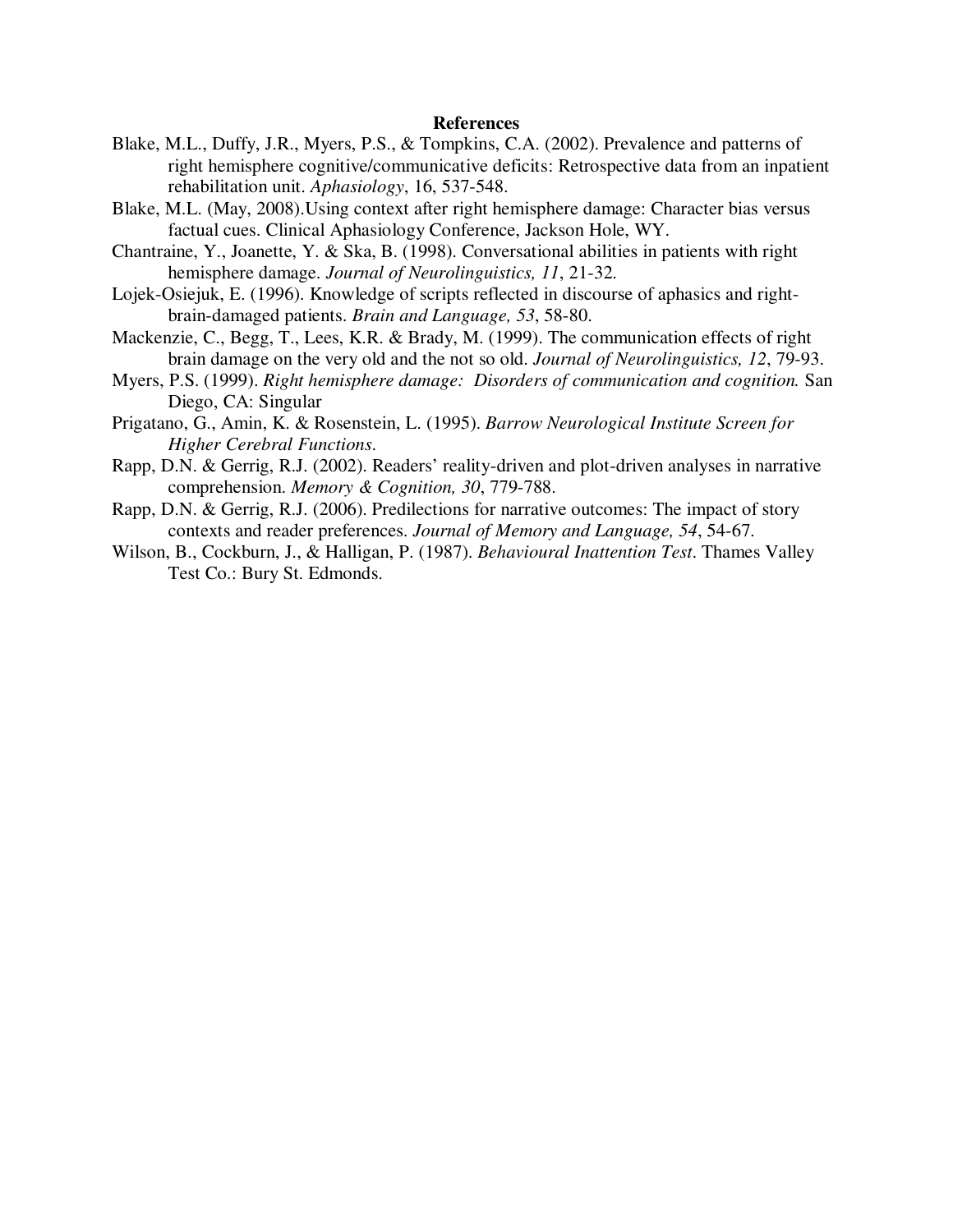## References

Blake, M.L., Duffy, J.R., Myers, P.S., & Tompkins, C.A. (2002). Prevalence and patterns of right hemisphere cognitive/communicative deficits: Retrospective data from an inpatient rehabilitation unit. *Aphasiology*, 16, 537-548.

Blake, M.L. (May, 2008).Using context after right hemisphere damage: Character bias versus factual cues. Clinical Aphasiology Conference, Jackson Hole, WY.

Chantraine, Y., Joanette, Y. & Ska, B. (1998). Conversational abilities in patients with right hemisphere damage. *Journal of Neurolinguistics, 11*, 21-32.

Lojek-Osiejuk, E. (1996). Knowledge of scripts reflected in discourse of aphasics and right-brain-damaged patients. *Brain and Language, 53*, 58-80.

Mackenzie, C., Begg, T., Lees, K.R. & Brady, M. (1999). The communication effects of right brain damage on the very old and the not so old. *Journal of Neurolinguistics, 12*, 79-93.

Myers, P.S. (1999). *Right hemisphere damage: Disorders of communication and cognition.* San Diego, CA: Singular

Prigatano, G., Amin, K. & Rosenstein, L. (1995). *Barrow Neurological Institute Screen for Higher Cerebral Functions*.

Rapp, D.N. & Gerrig, R.J. (2002). Readers' reality-driven and plot-driven analyses in narrative comprehension. *Memory & Cognition, 30*, 779-788.

Rapp, D.N. & Gerrig, R.J. (2006). Predilections for narrative outcomes: The impact of story contexts and reader preferences. *Journal of Memory and Language, 54*, 54-67.

Wilson, B., Cockburn, J., & Halligan, P. (1987). *Behavioural Inattention Test*. Thames Valley Test Co.: Bury St. Edmonds.